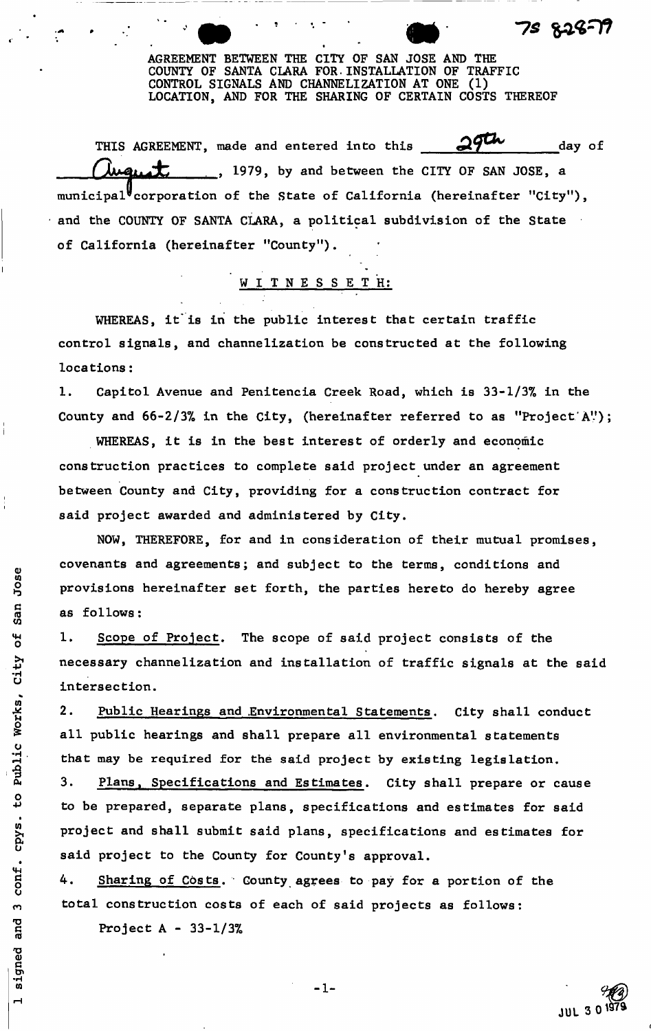75 828-79

AGREEMENT BETWEEN THE CITY OF SAN JOSE AND THE COUNTY OF SANTA CLARA FOR INSTALLATION OF TRAFFIC CONTROL SIGNALS AND CHANNELIZATION AT ONE (1) LOCATION, AND FOR THE SHARING OF CERTAIN COSTS THEREOF

THIS AGREEMENT, made and entered into this 29th day of August, 1979, by and between the CITY OF SAN JOSE, a municipal corporation of the State of California (hereinafter "City"), and the COUNTY OF SANTA CLARA, a political subdivision of the State of California (hereinafter "County").

W I T N E S S E T H:

WHEREAS, it is in the public interest that certain traffic control signals, and channelization be constructed at the following locations:

1. Capitol Avenue and Penitencia Creek Road, which is 33-1/3% in the County and 66-2/3% in the City, (hereinafter referred to as "Project A");

WHEREAS, it is in the best interest of orderly and economic construction practices to complete said project under an agreement between County and City, providing for a construction contract for said project awarded and administered by City.

NOW, THEREFORE, for and in consideration of their mutual promises, covenants and agreements; and subject to the terms, conditions and provisions hereinafter set forth, the parties hereto do hereby agree as follows:

1. Scope of Project. The scope of said project consists of the necessary channelization and installation of traffic signals at the said intersection.

2. Public Hearings and Environmental Statements. City shall conduct all public hearings and shall prepare all environmental statements that may be required for the said project by existing legislation.

3. Plans, Specifications and Estimates. City shall prepare or cause to be prepared, separate plans, specifications and estimates for said project and shall submit said plans, specifications and estimates for said project to the County for County's approval.

4. Sharing of Costs. County agrees to pay for a portion of the total construction costs of each of said projects as follows:

Project A - 33-1/3%

1 signed and 3 conf. cpys. to Public Works, City of San Jose

JUL 30 1979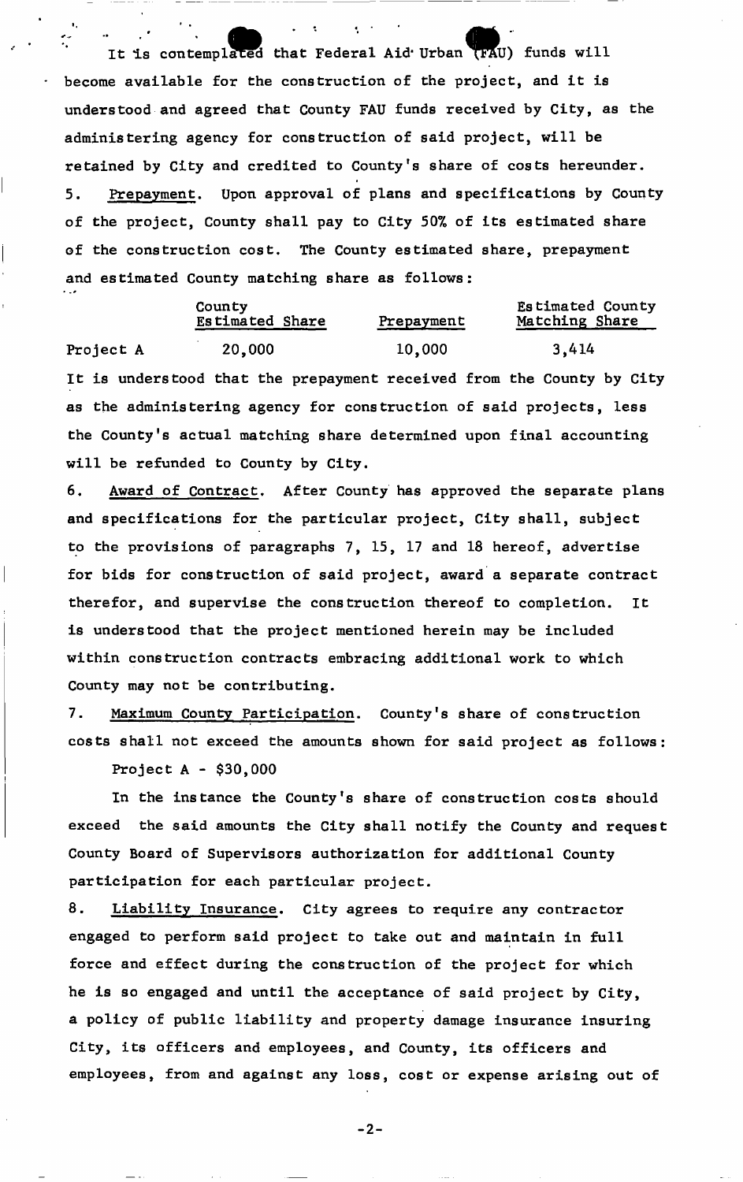It is contemplated that Federal Aid Urban (FAU) funds will become available for the construction of the project, and it is understood and agreed that County FAU funds received by City, as the administering agency for construction of said project, will be retained by City and credited to County's share of costs hereunder.

5. Prepayment. Upon approval of plans and specifications by County of the project, County shall pay to City 50% of its estimated share of the construction cost. The County estimated share, prepayment and estimated County matching share as follows:

| | County Estimated Share | Prepayment | Estimated County Matching Share |
|---|---|---|---|
| Project A | 20,000 | 10,000 | 3,414 |

It is understood that the prepayment received from the County by City as the administering agency for construction of said projects, less the County's actual matching share determined upon final accounting will be refunded to County by City.

6. Award of Contract. After County has approved the separate plans and specifications for the particular project, City shall, subject to the provisions of paragraphs 7, 15, 17 and 18 hereof, advertise for bids for construction of said project, award a separate contract therefor, and supervise the construction thereof to completion. It is understood that the project mentioned herein may be included within construction contracts embracing additional work to which County may not be contributing.

7. Maximum County Participation. County's share of construction costs shall not exceed the amounts shown for said project as follows:

Project A - $30,000

In the instance the County's share of construction costs should exceed the said amounts the City shall notify the County and request County Board of Supervisors authorization for additional County participation for each particular project.

8. Liability Insurance. City agrees to require any contractor engaged to perform said project to take out and maintain in full force and effect during the construction of the project for which he is so engaged and until the acceptance of said project by City, a policy of public liability and property damage insurance insuring City, its officers and employees, and County, its officers and employees, from and against any loss, cost or expense arising out of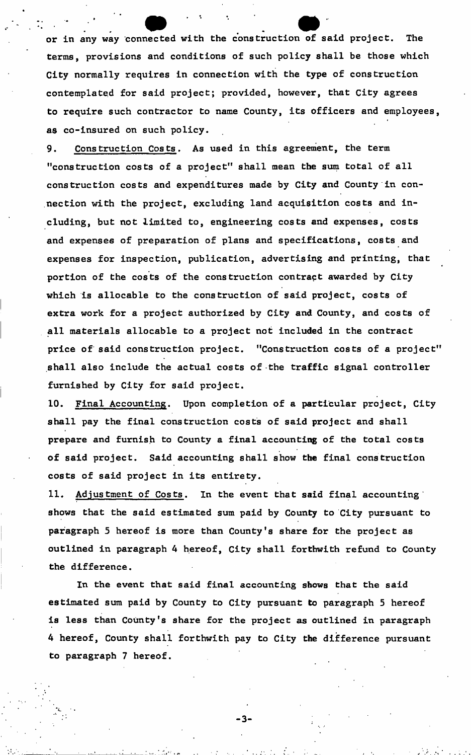or in any way connected with the construction of said project. The terms, provisions and conditions of such policy shall be those which City normally requires in connection with the type of construction contemplated for said project; provided, however, that City agrees to require such contractor to name County, its officers and employees, as co-insured on such policy.

9. Construction Costs. As used in this agreement, the term "construction costs of a project" shall mean the sum total of all construction costs and expenditures made by City and County in connection with the project, excluding land acquisition costs and including, but not limited to, engineering costs and expenses, costs and expenses of preparation of plans and specifications, costs and expenses for inspection, publication, advertising and printing, that portion of the costs of the construction contract awarded by City which is allocable to the construction of said project, costs of extra work for a project authorized by City and County, and costs of all materials allocable to a project not included in the contract price of said construction project. "Construction costs of a project" shall also include the actual costs of the traffic signal controller furnished by City for said project.

10. Final Accounting. Upon completion of a particular project, City shall pay the final construction costs of said project and shall prepare and furnish to County a final accounting of the total costs of said project. Said accounting shall show the final construction costs of said project in its entirety.

11. Adjustment of Costs. In the event that said final accounting shows that the said estimated sum paid by County to City pursuant to paragraph 5 hereof is more than County's share for the project as outlined in paragraph 4 hereof, City shall forthwith refund to County the difference.

In the event that said final accounting shows that the said estimated sum paid by County to City pursuant to paragraph 5 hereof is less than County's share for the project as outlined in paragraph 4 hereof, County shall forthwith pay to City the difference pursuant to paragraph 7 hereof.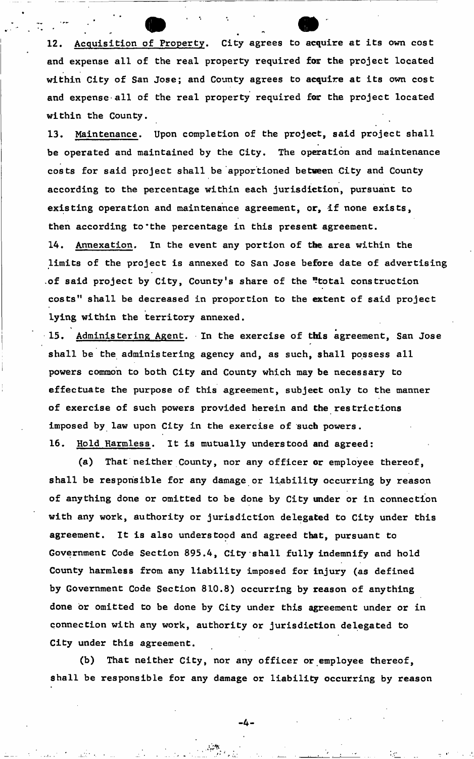12. Acquisition of Property. City agrees to acquire at its own cost and expense all of the real property required for the project located within City of San Jose; and County agrees to acquire at its own cost and expense all of the real property required for the project located within the County.

13. Maintenance. Upon completion of the project, said project shall be operated and maintained by the City. The operation and maintenance costs for said project shall be apportioned between City and County according to the percentage within each jurisdiction, pursuant to existing operation and maintenance agreement, or, if none exists, then according to the percentage in this present agreement.

14. Annexation. In the event any portion of the area within the limits of the project is annexed to San Jose before date of advertising of said project by City, County's share of the "total construction costs" shall be decreased in proportion to the extent of said project lying within the territory annexed.

15. Administering Agent. In the exercise of this agreement, San Jose shall be the administering agency and, as such, shall possess all powers common to both City and County which may be necessary to effectuate the purpose of this agreement, subject only to the manner of exercise of such powers provided herein and the restrictions imposed by law upon City in the exercise of such powers.

16. Hold Harmless. It is mutually understood and agreed:

(a) That neither County, nor any officer or employee thereof, shall be responsible for any damage or liability occurring by reason of anything done or omitted to be done by City under or in connection with any work, authority or jurisdiction delegated to City under this agreement. It is also understood and agreed that, pursuant to Government Code Section 895.4, City shall fully indemnify and hold County harmless from any liability imposed for injury (as defined by Government Code Section 810.8) occurring by reason of anything done or omitted to be done by City under this agreement under or in connection with any work, authority or jurisdiction delegated to City under this agreement.

(b) That neither City, nor any officer or employee thereof, shall be responsible for any damage or liability occurring by reason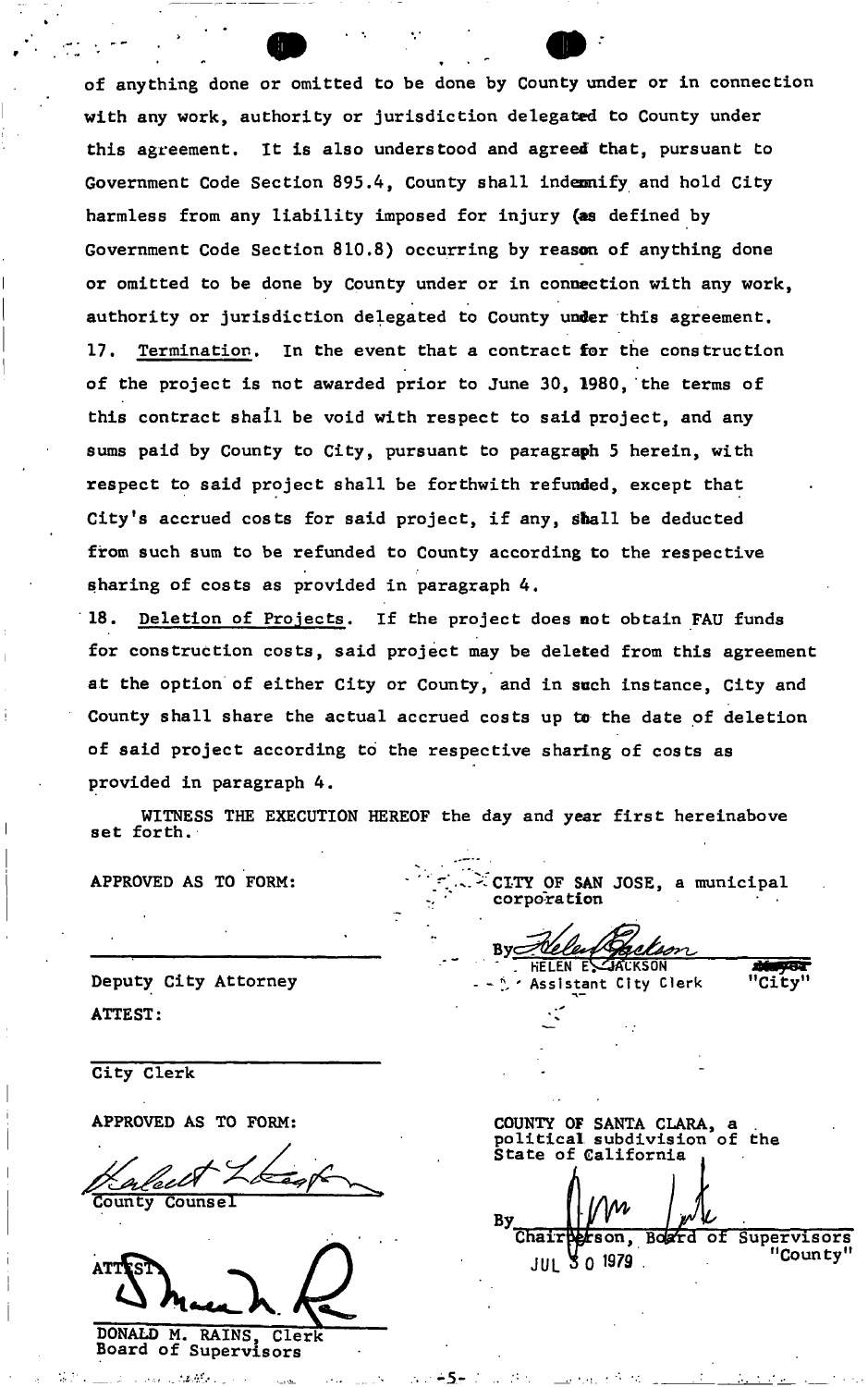of anything done or omitted to be done by County under or in connection with any work, authority or jurisdiction delegated to County under this agreement. It is also understood and agreed that, pursuant to Government Code Section 895.4, County shall indemnify and hold City harmless from any liability imposed for injury (as defined by Government Code Section 810.8) occurring by reason of anything done or omitted to be done by County under or in connection with any work, authority or jurisdiction delegated to County under this agreement.

17. Termination. In the event that a contract for the construction of the project is not awarded prior to June 30, 1980, the terms of this contract shall be void with respect to said project, and any sums paid by County to City, pursuant to paragraph 5 herein, with respect to said project shall be forthwith refunded, except that City's accrued costs for said project, if any, shall be deducted from such sum to be refunded to County according to the respective sharing of costs as provided in paragraph 4.

18. Deletion of Projects. If the project does not obtain FAU funds for construction costs, said project may be deleted from this agreement at the option of either City or County, and in such instance, City and County shall share the actual accrued costs up to the date of deletion of said project according to the respective sharing of costs as provided in paragraph 4.

WITNESS THE EXECUTION HEREOF the day and year first hereinabove set forth.

APPROVED AS TO FORM:

_______________________
Deputy City Attorney

ATTEST:

_______________________
City Clerk

CITY OF SAN JOSE, a municipal corporation

By *Helen Jackson*
HELEN E. JACKSON ~~Mayor~~
Assistant City Clerk "City"

APPROVED AS TO FORM:

*[signature]*
County Counsel

ATTEST: *[signature]*
DONALD M. RAINS, Clerk
Board of Supervisors

COUNTY OF SANTA CLARA, a political subdivision of the State of California

By *[signature]*
Chairperson, Board of Supervisors
JUL 30 1979 "County"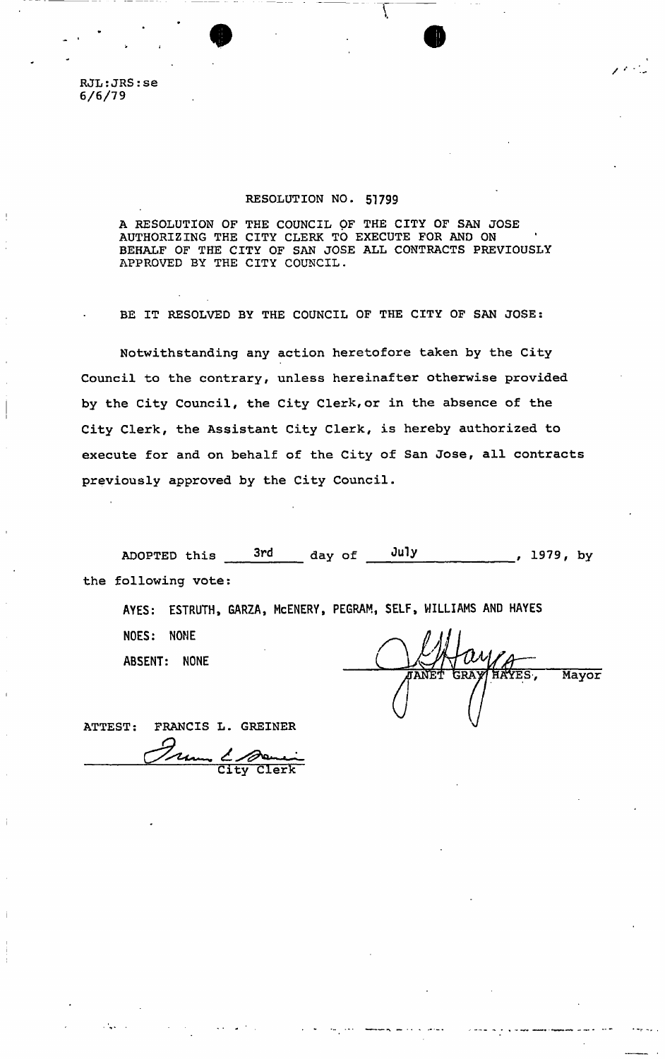RJL:JRS:se
6/6/79

# RESOLUTION NO. 51799

A RESOLUTION OF THE COUNCIL OF THE CITY OF SAN JOSE AUTHORIZING THE CITY CLERK TO EXECUTE FOR AND ON BEHALF OF THE CITY OF SAN JOSE ALL CONTRACTS PREVIOUSLY APPROVED BY THE CITY COUNCIL.

BE IT RESOLVED BY THE COUNCIL OF THE CITY OF SAN JOSE:

Notwithstanding any action heretofore taken by the City Council to the contrary, unless hereinafter otherwise provided by the City Council, the City Clerk, or in the absence of the City Clerk, the Assistant City Clerk, is hereby authorized to execute for and on behalf of the City of San Jose, all contracts previously approved by the City Council.

ADOPTED this 3rd day of July, 1979, by the following vote:

AYES: ESTRUTH, GARZA, McENERY, PEGRAM, SELF, WILLIAMS AND HAYES

NOES: NONE

ABSENT: NONE

JANET GRAY HAYES, Mayor

ATTEST: FRANCIS L. GREINER

City Clerk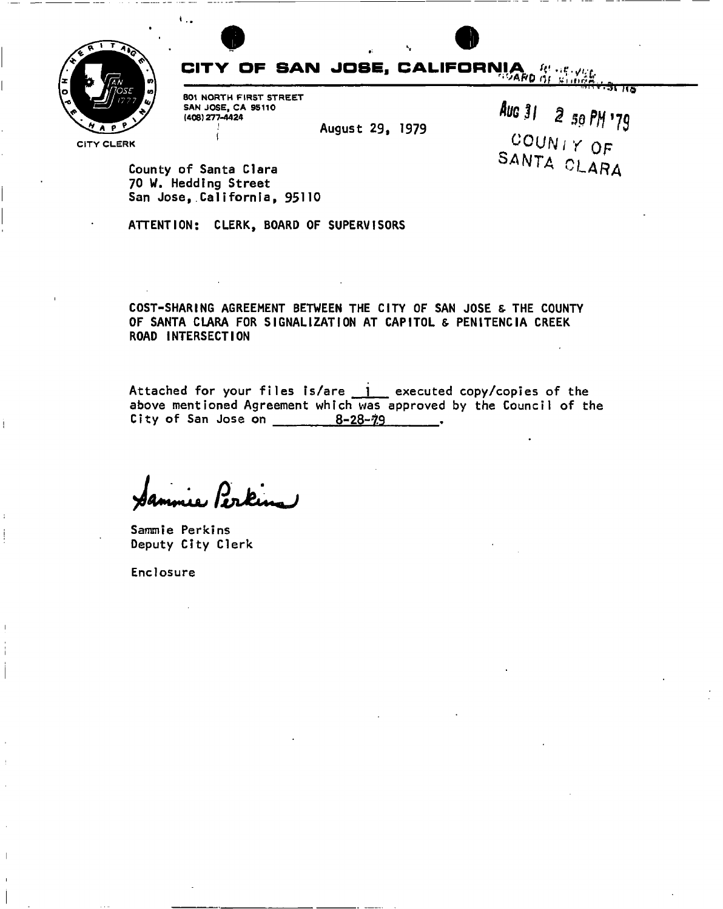# CITY OF SAN JOSE, CALIFORNIA

CITY CLERK

801 NORTH FIRST STREET
SAN JOSE, CA 95110
(408) 277-4424

August 29, 1979

AUG 31 2 50 PM '79
COUNTY OF
SANTA CLARA

County of Santa Clara
70 W. Hedding Street
San Jose, California, 95110

ATTENTION: CLERK, BOARD OF SUPERVISORS

COST-SHARING AGREEMENT BETWEEN THE CITY OF SAN JOSE & THE COUNTY OF SANTA CLARA FOR SIGNALIZATION AT CAPITOL & PENITENCIA CREEK ROAD INTERSECTION

Attached for your files is/are 1 executed copy/copies of the above mentioned Agreement which was approved by the Council of the City of San Jose on 8-28-79.

Sammie Perkins

Sammie Perkins
Deputy City Clerk

Enclosure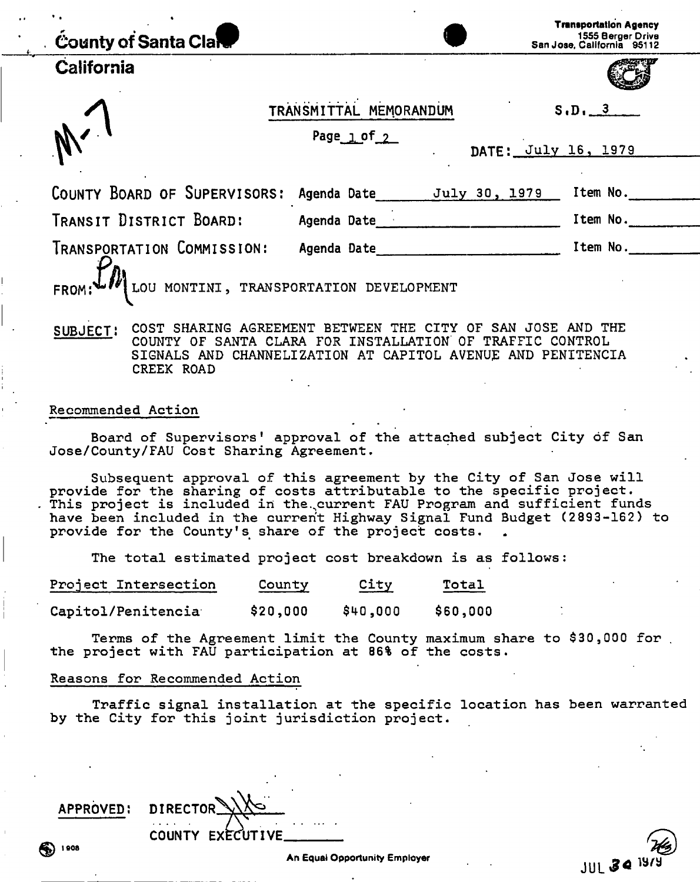County of Santa Clara

California

Transportation Agency
1555 Berger Drive
San Jose, California 95112

M-7

TRANSMITTAL MEMORANDUM

S.D. 3

Page 1 of 2

DATE: July 16, 1979

| | | | |
|---|---|---|---|
| COUNTY BOARD OF SUPERVISORS: | Agenda Date July 30, 1979 | Item No. | |
| TRANSIT DISTRICT BOARD: | Agenda Date | Item No. | |
| TRANSPORTATION COMMISSION: | Agenda Date | Item No. | |

FROM: LM LOU MONTINI, TRANSPORTATION DEVELOPMENT

SUBJECT: COST SHARING AGREEMENT BETWEEN THE CITY OF SAN JOSE AND THE COUNTY OF SANTA CLARA FOR INSTALLATION OF TRAFFIC CONTROL SIGNALS AND CHANNELIZATION AT CAPITOL AVENUE AND PENITENCIA CREEK ROAD

## Recommended Action

Board of Supervisors' approval of the attached subject City of San Jose/County/FAU Cost Sharing Agreement.

Subsequent approval of this agreement by the City of San Jose will provide for the sharing of costs attributable to the specific project. This project is included in the current FAU Program and sufficient funds have been included in the current Highway Signal Fund Budget (2893-162) to provide for the County's share of the project costs.

The total estimated project cost breakdown is as follows:

| Project Intersection | County | City | Total |
|---|---|---|---|
| Capitol/Penitencia | $20,000 | $40,000 | $60,000 |

Terms of the Agreement limit the County maximum share to $30,000 for the project with FAU participation at 86% of the costs.

## Reasons for Recommended Action

Traffic signal installation at the specific location has been warranted by the City for this joint jurisdiction project.

APPROVED: DIRECTOR

COUNTY EXECUTIVE

An Equal Opportunity Employer

JUL 30 1979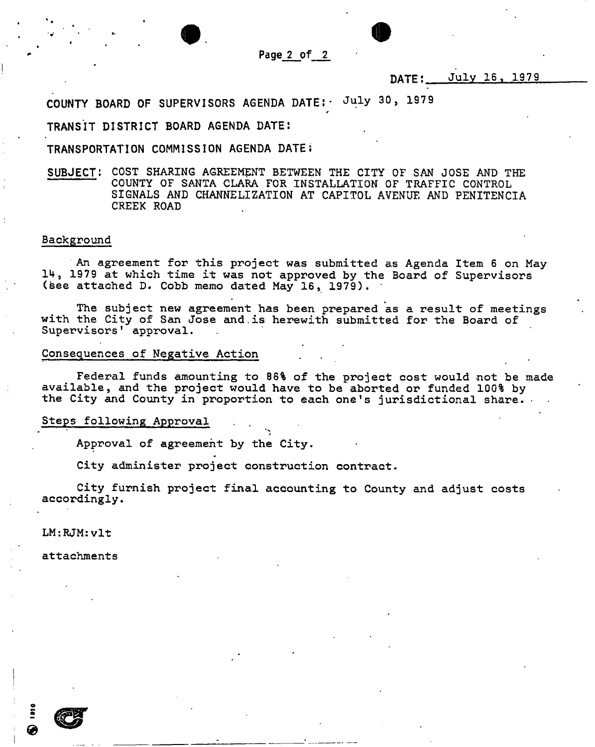DATE: July 16, 1979

COUNTY BOARD OF SUPERVISORS AGENDA DATE: July 30, 1979

TRANSIT DISTRICT BOARD AGENDA DATE:

TRANSPORTATION COMMISSION AGENDA DATE:

SUBJECT: COST SHARING AGREEMENT BETWEEN THE CITY OF SAN JOSE AND THE COUNTY OF SANTA CLARA FOR INSTALLATION OF TRAFFIC CONTROL SIGNALS AND CHANNELIZATION AT CAPITOL AVENUE AND PENITENCIA CREEK ROAD

## Background

An agreement for this project was submitted as Agenda Item 6 on May 14, 1979 at which time it was not approved by the Board of Supervisors (see attached D. Cobb memo dated May 16, 1979).

The subject new agreement has been prepared as a result of meetings with the City of San Jose and is herewith submitted for the Board of Supervisors' approval.

## Consequences of Negative Action

Federal funds amounting to 86% of the project cost would not be made available, and the project would have to be aborted or funded 100% by the City and County in proportion to each one's jurisdictional share.

## Steps following Approval

Approval of agreement by the City.

City administer project construction contract.

City furnish project final accounting to County and adjust costs accordingly.

LM:RJM:vlt

attachments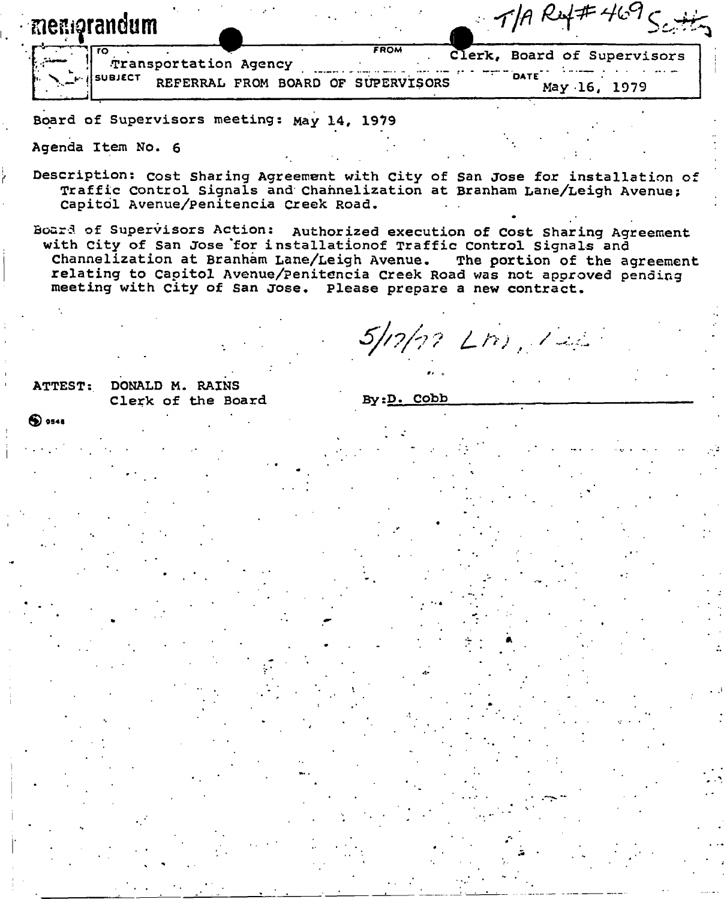# memorandum

T/A Ref# 469 Scotty

| TO | FROM |
| --- | --- |
| Transportation Agency | Clerk, Board of Supervisors |
| SUBJECT: REFERRAL FROM BOARD OF SUPERVISORS | DATE: May 16, 1979 |

Board of Supervisors meeting: May 14, 1979

Agenda Item No. 6

Description: Cost Sharing Agreement with City of San Jose for installation of Traffic Control Signals and Channelization at Branham Lane/Leigh Avenue; Capitol Avenue/Penitencia Creek Road.

Board of Supervisors Action: Authorized execution of Cost Sharing Agreement with City of San Jose for installationof Traffic Control Signals and Channelization at Branham Lane/Leigh Avenue. The portion of the agreement relating to Capitol Avenue/Penitencia Creek Road was not approved pending meeting with City of San Jose. Please prepare a new contract.

5/17/79 LM, [illegible]

ATTEST: DONALD M. RAINS
Clerk of the Board

By: D. Cobb

9548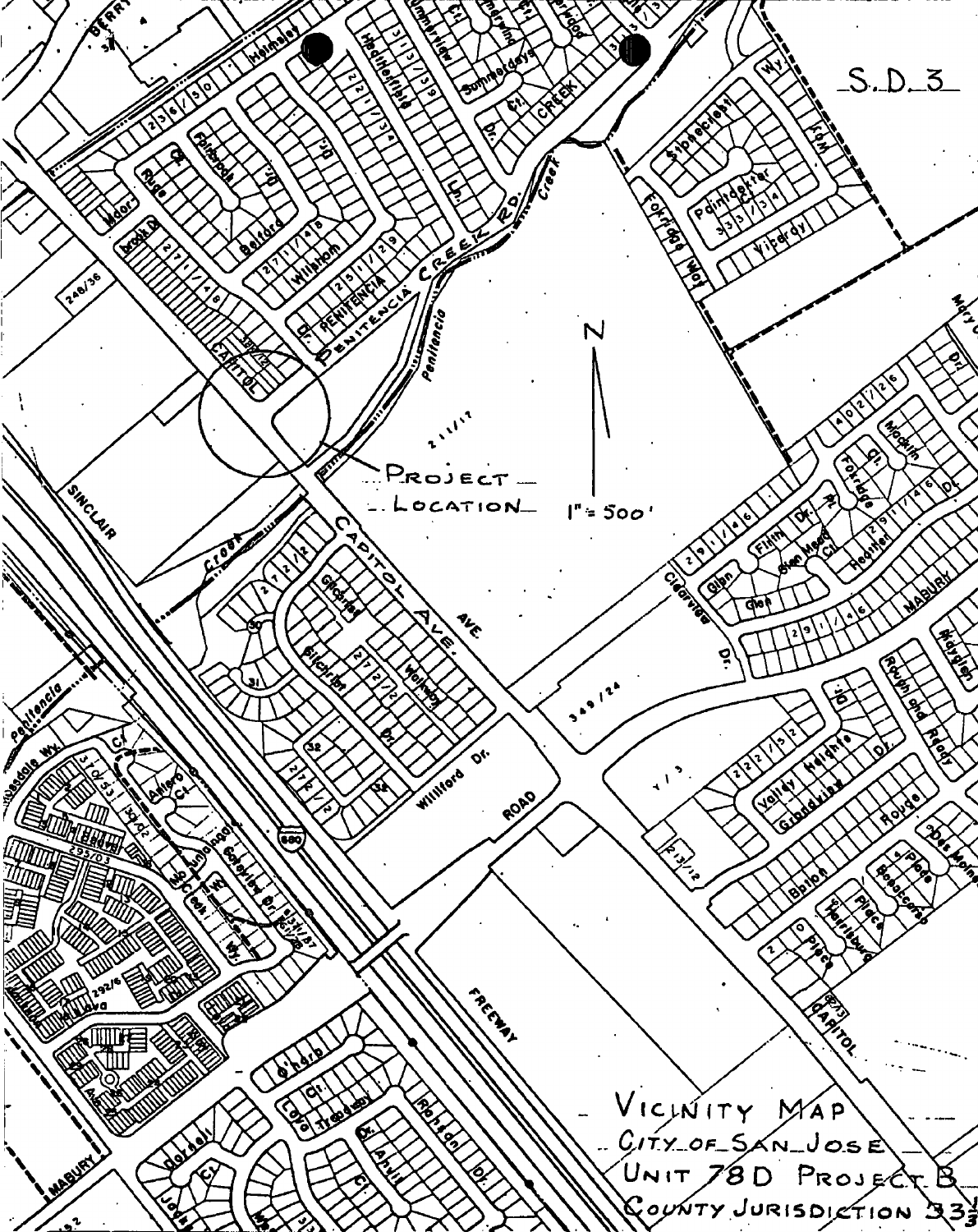S.D. 3

PROJECT LOCATION

N

1" = 500'

VICINITY MAP
CITY OF SAN JOSE
UNIT 78D PROJECT B
COUNTY JURISDICTION 33